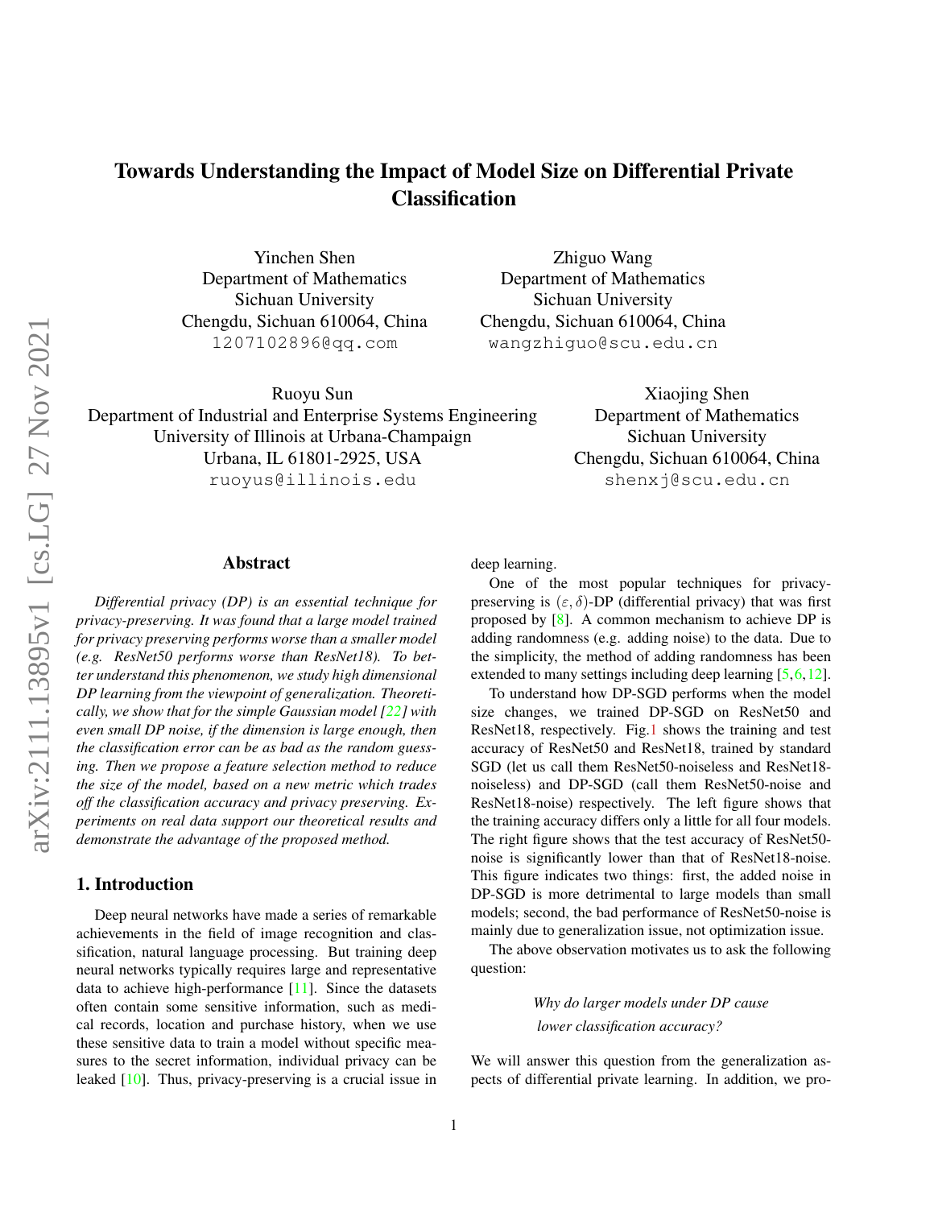# Towards Understanding the Impact of Model Size on Differential Private Classification

Yinchen Shen
Department of Mathematics
Sichuan University
Chengdu, Sichuan 610064, China
1207102896@qq.com

Zhiguo Wang
Department of Mathematics
Sichuan University
Chengdu, Sichuan 610064, China
wangzhiguo@scu.edu.cn

Ruoyu Sun
Department of Industrial and Enterprise Systems Engineering
University of Illinois at Urbana-Champaign
Urbana, IL 61801-2925, USA
ruoyus@illinois.edu

Xiaojing Shen
Department of Mathematics
Sichuan University
Chengdu, Sichuan 610064, China
shenxj@scu.edu.cn

## Abstract

*Differential privacy (DP) is an essential technique for privacy-preserving. It was found that a large model trained for privacy preserving performs worse than a smaller model (e.g. ResNet50 performs worse than ResNet18). To better understand this phenomenon, we study high dimensional DP learning from the viewpoint of generalization. Theoretically, we show that for the simple Gaussian model [22] with even small DP noise, if the dimension is large enough, then the classification error can be as bad as the random guessing. Then we propose a feature selection method to reduce the size of the model, based on a new metric which trades off the classification accuracy and privacy preserving. Experiments on real data support our theoretical results and demonstrate the advantage of the proposed method.*

## 1. Introduction

Deep neural networks have made a series of remarkable achievements in the field of image recognition and classification, natural language processing. But training deep neural networks typically requires large and representative data to achieve high-performance [11]. Since the datasets often contain some sensitive information, such as medical records, location and purchase history, when we use these sensitive data to train a model without specific measures to the secret information, individual privacy can be leaked [10]. Thus, privacy-preserving is a crucial issue in deep learning.

One of the most popular techniques for privacy-preserving is $(\varepsilon, \delta)$-DP (differential privacy) that was first proposed by [8]. A common mechanism to achieve DP is adding randomness (e.g. adding noise) to the data. Due to the simplicity, the method of adding randomness has been extended to many settings including deep learning [5,6,12].

To understand how DP-SGD performs when the model size changes, we trained DP-SGD on ResNet50 and ResNet18, respectively. Fig.1 shows the training and test accuracy of ResNet50 and ResNet18, trained by standard SGD (let us call them ResNet50-noiseless and ResNet18-noiseless) and DP-SGD (call them ResNet50-noise and ResNet18-noise) respectively. The left figure shows that the training accuracy differs only a little for all four models. The right figure shows that the test accuracy of ResNet50-noise is significantly lower than that of ResNet18-noise. This figure indicates two things: first, the added noise in DP-SGD is more detrimental to large models than small models; second, the bad performance of ResNet50-noise is mainly due to generalization issue, not optimization issue.

The above observation motivates us to ask the following question:

*Why do larger models under DP cause lower classification accuracy?*

We will answer this question from the generalization aspects of differential private learning. In addition, we pro-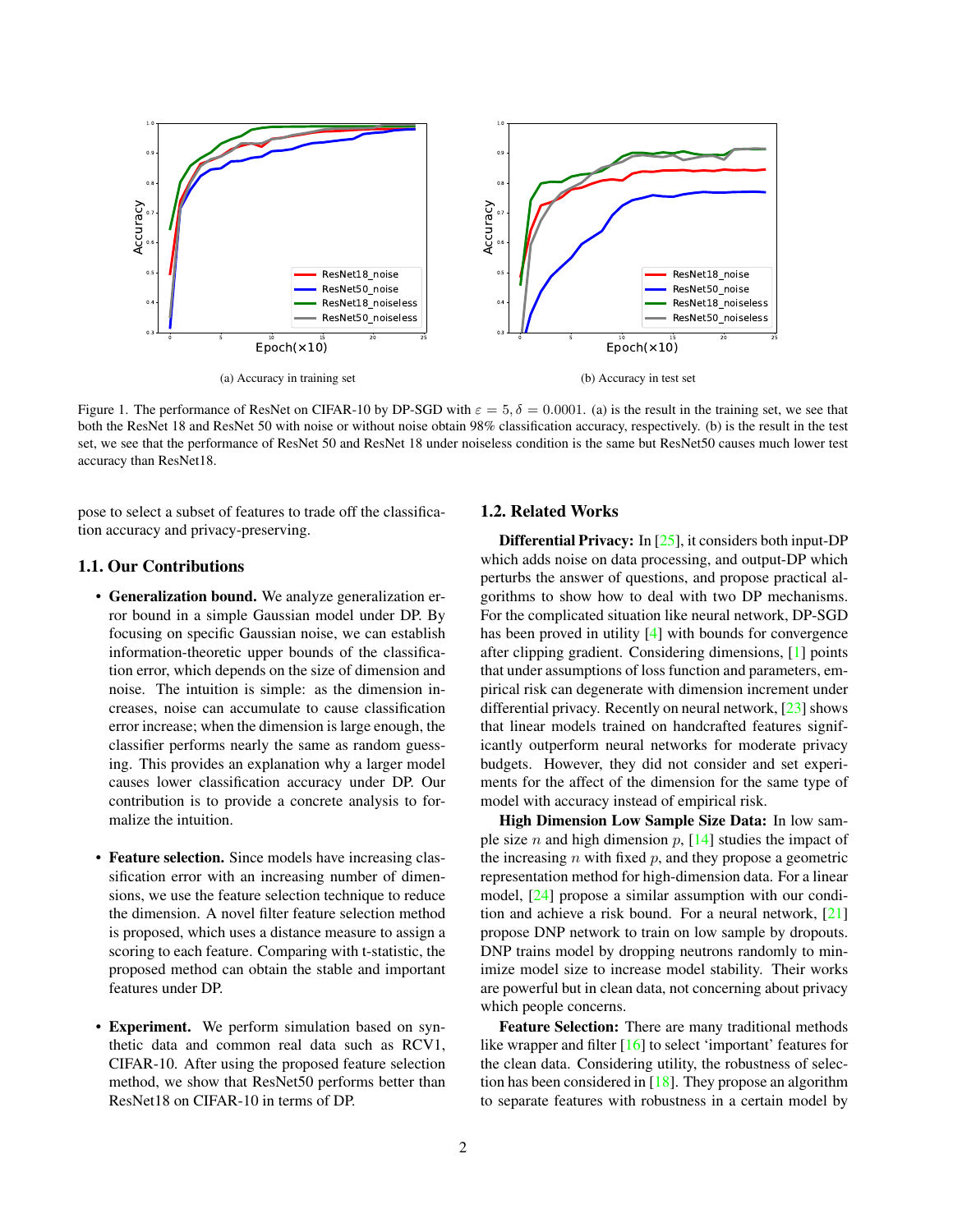(a) Accuracy in training set

(b) Accuracy in test set

Figure 1. The performance of ResNet on CIFAR-10 by DP-SGD with $\varepsilon = 5, \delta = 0.0001$. (a) is the result in the training set, we see that both the ResNet 18 and ResNet 50 with noise or without noise obtain 98% classification accuracy, respectively. (b) is the result in the test set, we see that the performance of ResNet 50 and ResNet 18 under noiseless condition is the same but ResNet50 causes much lower test accuracy than ResNet18.

pose to select a subset of features to trade off the classification accuracy and privacy-preserving.

### 1.1. Our Contributions

- **Generalization bound.** We analyze generalization error bound in a simple Gaussian model under DP. By focusing on specific Gaussian noise, we can establish information-theoretic upper bounds of the classification error, which depends on the size of dimension and noise. The intuition is simple: as the dimension increases, noise can accumulate to cause classification error increase; when the dimension is large enough, the classifier performs nearly the same as random guessing. This provides an explanation why a larger model causes lower classification accuracy under DP. Our contribution is to provide a concrete analysis to formalize the intuition.

- **Feature selection.** Since models have increasing classification error with an increasing number of dimensions, we use the feature selection technique to reduce the dimension. A novel filter feature selection method is proposed, which uses a distance measure to assign a scoring to each feature. Comparing with t-statistic, the proposed method can obtain the stable and important features under DP.

- **Experiment.** We perform simulation based on synthetic data and common real data such as RCV1, CIFAR-10. After using the proposed feature selection method, we show that ResNet50 performs better than ResNet18 on CIFAR-10 in terms of DP.

### 1.2. Related Works

**Differential Privacy:** In [25], it considers both input-DP which adds noise on data processing, and output-DP which perturbs the answer of questions, and propose practical algorithms to show how to deal with two DP mechanisms. For the complicated situation like neural network, DP-SGD has been proved in utility [4] with bounds for convergence after clipping gradient. Considering dimensions, [1] points that under assumptions of loss function and parameters, empirical risk can degenerate with dimension increment under differential privacy. Recently on neural network, [23] shows that linear models trained on handcrafted features significantly outperform neural networks for moderate privacy budgets. However, they did not consider and set experiments for the affect of the dimension for the same type of model with accuracy instead of empirical risk.

**High Dimension Low Sample Size Data:** In low sample size $n$ and high dimension $p$, [14] studies the impact of the increasing $n$ with fixed $p$, and they propose a geometric representation method for high-dimension data. For a linear model, [24] propose a similar assumption with our condition and achieve a risk bound. For a neural network, [21] propose DNP network to train on low sample by dropouts. DNP trains model by dropping neutrons randomly to minimize model size to increase model stability. Their works are powerful but in clean data, not concerning about privacy which people concerns.

**Feature Selection:** There are many traditional methods like wrapper and filter [16] to select 'important' features for the clean data. Considering utility, the robustness of selection has been considered in [18]. They propose an algorithm to separate features with robustness in a certain model by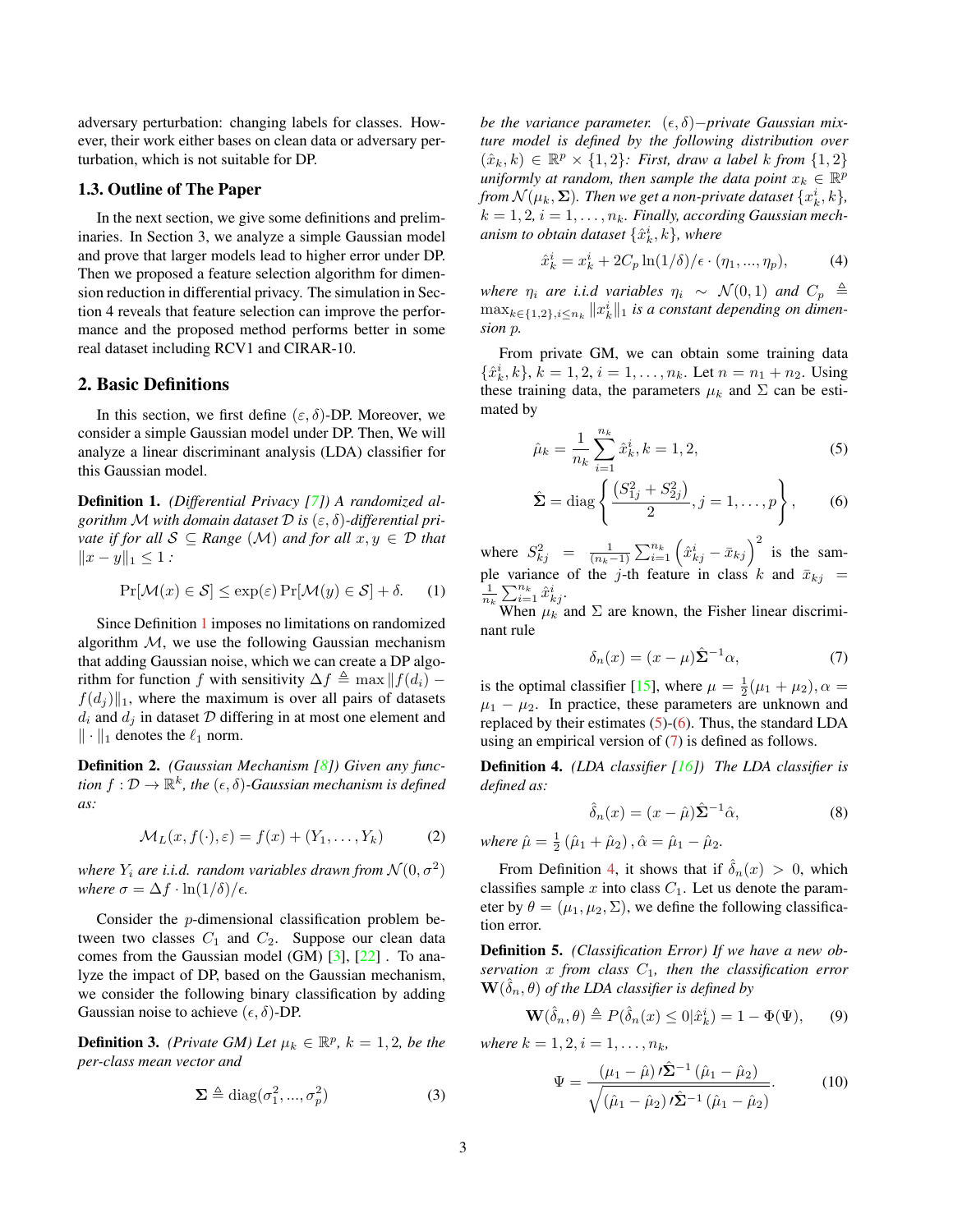adversary perturbation: changing labels for classes. However, their work either bases on clean data or adversary perturbation, which is not suitable for DP.

### 1.3. Outline of The Paper

In the next section, we give some definitions and preliminaries. In Section 3, we analyze a simple Gaussian model and prove that larger models lead to higher error under DP. Then we proposed a feature selection algorithm for dimension reduction in differential privacy. The simulation in Section 4 reveals that feature selection can improve the performance and the proposed method performs better in some real dataset including RCV1 and CIRAR-10.

## 2. Basic Definitions

In this section, we first define $(\varepsilon, \delta)$-DP. Moreover, we consider a simple Gaussian model under DP. Then, We will analyze a linear discriminant analysis (LDA) classifier for this Gaussian model.

**Definition 1.** *(Differential Privacy [7]) A randomized algorithm $\mathcal{M}$ with domain dataset $\mathcal{D}$ is $(\varepsilon, \delta)$-differential private if for all $\mathcal{S} \subseteq$ Range $(\mathcal{M})$ and for all $x, y \in \mathcal{D}$ that $\|x - y\|_1 \leq 1$ :*

$$\Pr[\mathcal{M}(x) \in \mathcal{S}] \leq \exp(\varepsilon) \Pr[\mathcal{M}(y) \in \mathcal{S}] + \delta. \tag{1}$$

Since Definition 1 imposes no limitations on randomized algorithm $\mathcal{M}$, we use the following Gaussian mechanism that adding Gaussian noise, which we can create a DP algorithm for function $f$ with sensitivity $\Delta f \triangleq \max \|f(d_i) - f(d_j)\|_1$, where the maximum is over all pairs of datasets $d_i$ and $d_j$ in dataset $\mathcal{D}$ differing in at most one element and $\|\cdot\|_1$ denotes the $\ell_1$ norm.

**Definition 2.** *(Gaussian Mechanism [8]) Given any function $f : \mathcal{D} \rightarrow \mathbb{R}^k$, the $(\epsilon, \delta)$-Gaussian mechanism is defined as:*

$$\mathcal{M}_L(x, f(\cdot), \varepsilon) = f(x) + (Y_1, \ldots, Y_k) \tag{2}$$

*where $Y_i$ are i.i.d. random variables drawn from $\mathcal{N}(0, \sigma^2)$ where $\sigma = \Delta f \cdot \ln(1/\delta)/\epsilon$.*

Consider the $p$-dimensional classification problem between two classes $C_1$ and $C_2$. Suppose our clean data comes from the Gaussian model (GM) [3], [22] . To analyze the impact of DP, based on the Gaussian mechanism, we consider the following binary classification by adding Gaussian noise to achieve $(\epsilon, \delta)$-DP.

**Definition 3.** *(Private GM) Let $\mu_k \in \mathbb{R}^p$, $k = 1, 2$, be the per-class mean vector and*

$$\mathbf{\Sigma} \triangleq \operatorname{diag}(\sigma_1^2, ..., \sigma_p^2) \tag{3}$$

*be the variance parameter. $(\epsilon, \delta)-$private Gaussian mixture model is defined by the following distribution over $(\hat{x}_k, k) \in \mathbb{R}^p \times \{1, 2\}$: First, draw a label $k$ from $\{1, 2\}$ uniformly at random, then sample the data point $x_k \in \mathbb{R}^p$ from $\mathcal{N}(\mu_k, \mathbf{\Sigma})$. Then we get a non-private dataset $\{x_k^i, k\}$, $k = 1, 2$, $i = 1, \ldots, n_k$. Finally, according Gaussian mechanism to obtain dataset $\{\hat{x}_k^i, k\}$, where*

$$\hat{x}_k^i = x_k^i + 2C_p \ln(1/\delta)/\epsilon \cdot (\eta_1, ..., \eta_p), \tag{4}$$

*where $\eta_i$ are i.i.d variables $\eta_i \sim \mathcal{N}(0, 1)$ and $C_p \triangleq \max_{k \in \{1,2\}, i \leq n_k} \|x_k^i\|_1$ is a constant depending on dimension $p$.*

From private GM, we can obtain some training data $\{\hat{x}_k^i, k\}$, $k = 1, 2$, $i = 1, \ldots, n_k$. Let $n = n_1 + n_2$. Using these training data, the parameters $\mu_k$ and $\Sigma$ can be estimated by

$$\hat{\mu}_k = \frac{1}{n_k} \sum_{i=1}^{n_k} \hat{x}_k^i, k = 1, 2, \tag{5}$$

$$\hat{\mathbf{\Sigma}} = \operatorname{diag}\left\{ \frac{\left(S_{1j}^2 + S_{2j}^2\right)}{2}, j = 1, \ldots, p \right\}, \tag{6}$$

where $S_{kj}^2 = \frac{1}{(n_k - 1)} \sum_{i=1}^{n_k} \left(\hat{x}_{kj}^i - \bar{x}_{kj}\right)^2$ is the sample variance of the $j$-th feature in class $k$ and $\bar{x}_{kj} = \frac{1}{n_k} \sum_{i=1}^{n_k} \hat{x}_{kj}^i$.

When $\mu_k$ and $\Sigma$ are known, the Fisher linear discriminant rule

$$\delta_n(x) = (x - \mu)\hat{\mathbf{\Sigma}}^{-1}\alpha, \tag{7}$$

is the optimal classifier [15], where $\mu = \frac{1}{2}(\mu_1 + \mu_2), \alpha = \mu_1 - \mu_2$. In practice, these parameters are unknown and replaced by their estimates (5)-(6). Thus, the standard LDA using an empirical version of (7) is defined as follows.

**Definition 4.** *(LDA classifier [16]) The LDA classifier is defined as:*

$$\hat{\delta}_n(x) = (x - \hat{\mu})\hat{\mathbf{\Sigma}}^{-1}\hat{\alpha}, \tag{8}$$

*where $\hat{\mu} = \frac{1}{2}\left(\hat{\mu}_1 + \hat{\mu}_2\right), \hat{\alpha} = \hat{\mu}_1 - \hat{\mu}_2$.*

From Definition 4, it shows that if $\hat{\delta}_n(x) > 0$, which classifies sample $x$ into class $C_1$. Let us denote the parameter by $\theta = (\mu_1, \mu_2, \Sigma)$, we define the following classification error.

**Definition 5.** *(Classification Error) If we have a new observation $x$ from class $C_1$, then the classification error $\mathbf{W}(\hat{\delta}_n, \theta)$ of the LDA classifier is defined by*

$$\mathbf{W}(\hat{\delta}_n, \theta) \triangleq P(\hat{\delta}_n(x) \leq 0 | \hat{x}_k^i) = 1 - \Phi(\Psi), \tag{9}$$

*where $k = 1, 2, i = 1, \ldots, n_k$,*

$$\Psi = \frac{(\mu_1 - \hat{\mu})' \hat{\mathbf{\Sigma}}^{-1} (\hat{\mu}_1 - \hat{\mu}_2)}{\sqrt{(\hat{\mu}_1 - \hat{\mu}_2)' \hat{\mathbf{\Sigma}}^{-1} (\hat{\mu}_1 - \hat{\mu}_2)}}. \tag{10}$$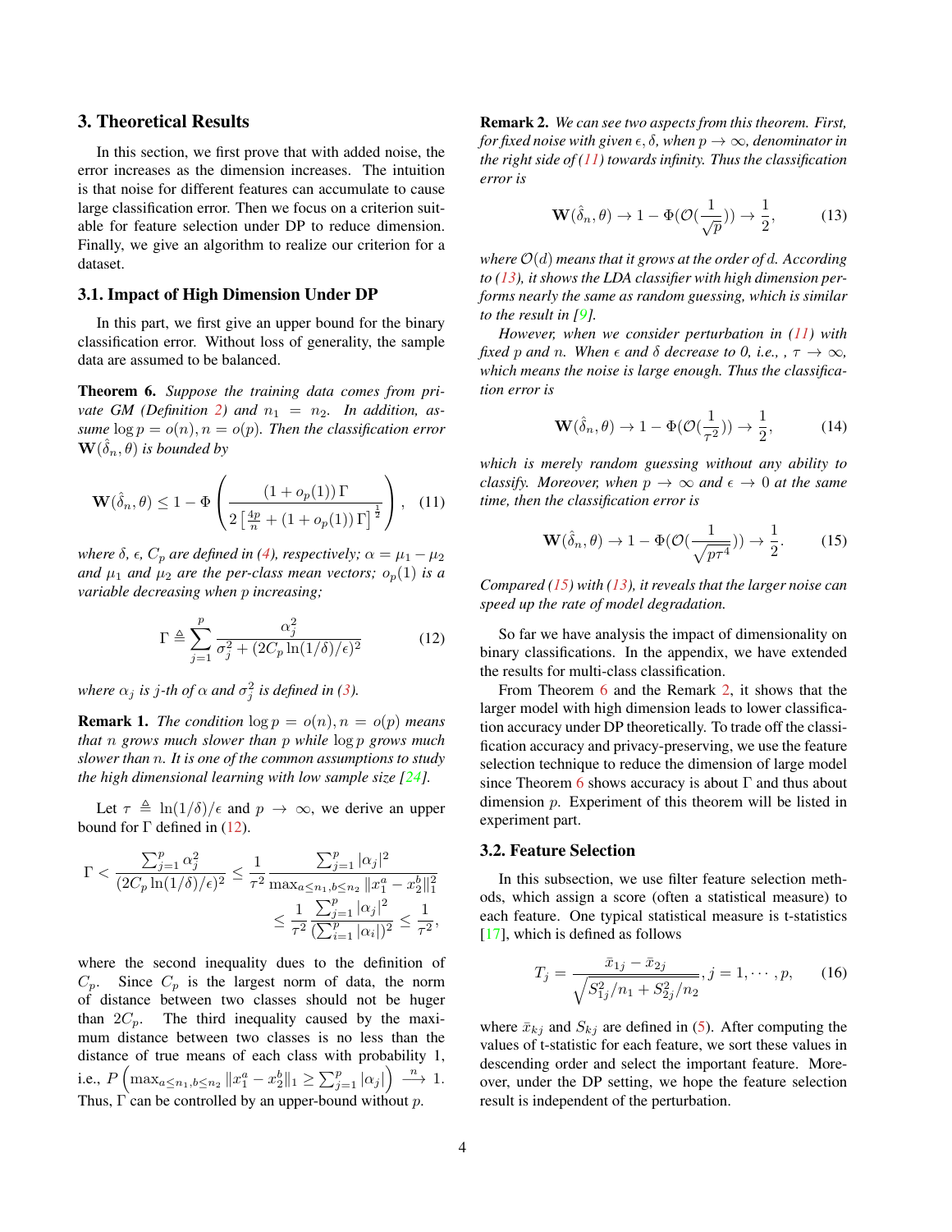## 3. Theoretical Results

In this section, we first prove that with added noise, the error increases as the dimension increases. The intuition is that noise for different features can accumulate to cause large classification error. Then we focus on a criterion suitable for feature selection under DP to reduce dimension. Finally, we give an algorithm to realize our criterion for a dataset.

### 3.1. Impact of High Dimension Under DP

In this part, we first give an upper bound for the binary classification error. Without loss of generality, the sample data are assumed to be balanced.

**Theorem 6.** *Suppose the training data comes from private GM (Definition 2) and $n_1 = n_2$. In addition, assume $\log p = o(n), n = o(p)$. Then the classification error $\mathbf{W}(\hat{\delta}_n, \theta)$ is bounded by*

$$\mathbf{W}(\hat{\delta}_n, \theta) \leq 1 - \Phi\left(\frac{(1 + o_p(1))\,\Gamma}{2\left[\frac{4p}{n} + (1 + o_p(1))\,\Gamma\right]^{\frac{1}{2}}}\right), \quad (11)$$

*where $\delta$, $\epsilon$, $C_p$ are defined in (4), respectively; $\alpha = \mu_1 - \mu_2$ and $\mu_1$ and $\mu_2$ are the per-class mean vectors; $o_p(1)$ is a variable decreasing when $p$ increasing;*

$$\Gamma \triangleq \sum_{j=1}^{p} \frac{\alpha_j^2}{\sigma_j^2 + (2C_p \ln(1/\delta)/\epsilon)^2} \quad (12)$$

*where $\alpha_j$ is $j$-th of $\alpha$ and $\sigma_j^2$ is defined in (3).*

**Remark 1.** *The condition $\log p = o(n), n = o(p)$ means that $n$ grows much slower than $p$ while $\log p$ grows much slower than $n$. It is one of the common assumptions to study the high dimensional learning with low sample size [24].*

Let $\tau \triangleq \ln(1/\delta)/\epsilon$ and $p \to \infty$, we derive an upper bound for $\Gamma$ defined in (12).

$$\Gamma < \frac{\sum_{j=1}^{p} \alpha_j^2}{(2C_p \ln(1/\delta)/\epsilon)^2} \leq \frac{1}{\tau^2} \frac{\sum_{j=1}^{p} |\alpha_j|^2}{\max_{a \leq n_1, b \leq n_2} \|x_1^a - x_2^b\|_1^2} \leq \frac{1}{\tau^2} \frac{\sum_{j=1}^{p} |\alpha_j|^2}{(\sum_{i=1}^{p} |\alpha_i|)^2} \leq \frac{1}{\tau^2},$$

where the second inequality dues to the definition of $C_p$. Since $C_p$ is the largest norm of data, the norm of distance between two classes should not be huger than $2C_p$. The third inequality caused by the maximum distance between two classes is no less than the distance of true means of each class with probability 1, i.e., $P\left(\max_{a \leq n_1, b \leq n_2} \|x_1^a - x_2^b\|_1 \geq \sum_{j=1}^{p} |\alpha_j|\right) \xrightarrow{n} 1$. Thus, $\Gamma$ can be controlled by an upper-bound without $p$.

**Remark 2.** *We can see two aspects from this theorem. First, for fixed noise with given $\epsilon, \delta$, when $p \to \infty$, denominator in the right side of (11) towards infinity. Thus the classification error is*

$$\mathbf{W}(\hat{\delta}_n, \theta) \to 1 - \Phi(\mathcal{O}(\frac{1}{\sqrt{p}})) \to \frac{1}{2}, \quad (13)$$

*where $\mathcal{O}(d)$ means that it grows at the order of $d$. According to (13), it shows the LDA classifier with high dimension performs nearly the same as random guessing, which is similar to the result in [9].*

*However, when we consider perturbation in (11) with fixed $p$ and $n$. When $\epsilon$ and $\delta$ decrease to 0, i.e., , $\tau \to \infty$, which means the noise is large enough. Thus the classification error is*

$$\mathbf{W}(\hat{\delta}_n, \theta) \to 1 - \Phi(\mathcal{O}(\frac{1}{\tau^2})) \to \frac{1}{2}, \quad (14)$$

*which is merely random guessing without any ability to classify. Moreover, when $p \to \infty$ and $\epsilon \to 0$ at the same time, then the classification error is*

$$\mathbf{W}(\hat{\delta}_n, \theta) \to 1 - \Phi(\mathcal{O}(\frac{1}{\sqrt{p\tau^4}})) \to \frac{1}{2}. \quad (15)$$

*Compared (15) with (13), it reveals that the larger noise can speed up the rate of model degradation.*

So far we have analysis the impact of dimensionality on binary classifications. In the appendix, we have extended the results for multi-class classification.

From Theorem 6 and the Remark 2, it shows that the larger model with high dimension leads to lower classification accuracy under DP theoretically. To trade off the classification accuracy and privacy-preserving, we use the feature selection technique to reduce the dimension of large model since Theorem 6 shows accuracy is about $\Gamma$ and thus about dimension $p$. Experiment of this theorem will be listed in experiment part.

### 3.2. Feature Selection

In this subsection, we use filter feature selection methods, which assign a score (often a statistical measure) to each feature. One typical statistical measure is t-statistics [17], which is defined as follows

$$T_j = \frac{\bar{x}_{1j} - \bar{x}_{2j}}{\sqrt{S_{1j}^2/n_1 + S_{2j}^2/n_2}}, j = 1, \cdots, p, \quad (16)$$

where $\bar{x}_{kj}$ and $S_{kj}$ are defined in (5). After computing the values of t-statistic for each feature, we sort these values in descending order and select the important feature. Moreover, under the DP setting, we hope the feature selection result is independent of the perturbation.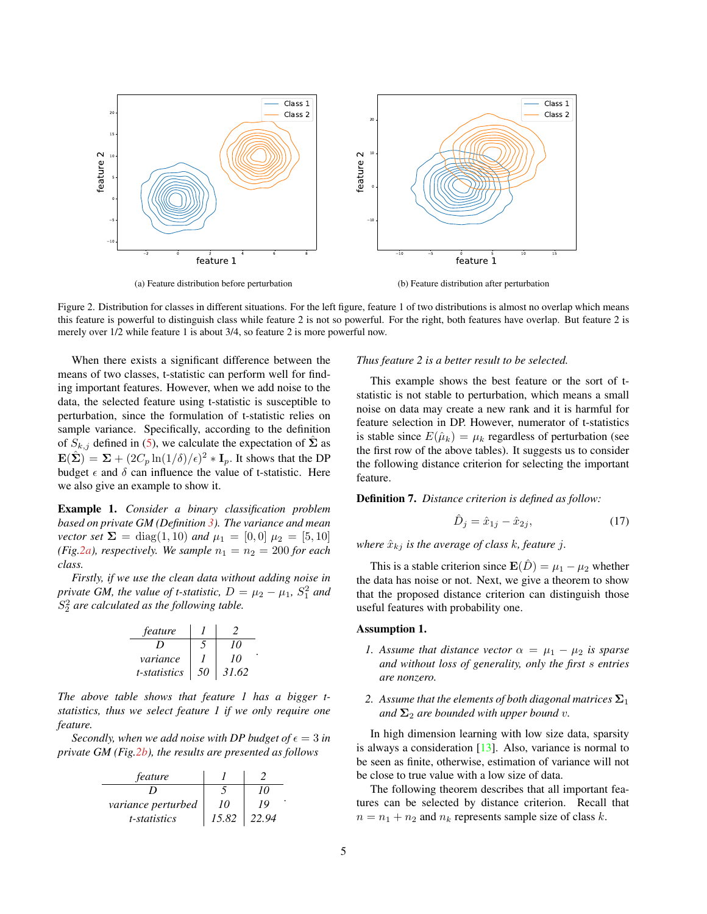Figure 2. Distribution for classes in different situations. For the left figure, feature 1 of two distributions is almost no overlap which means this feature is powerful to distinguish class while feature 2 is not so powerful. For the right, both features have overlap. But feature 2 is merely over 1/2 while feature 1 is about 3/4, so feature 2 is more powerful now.

(a) Feature distribution before perturbation

(b) Feature distribution after perturbation

When there exists a significant difference between the means of two classes, t-statistic can perform well for finding important features. However, when we add noise to the data, the selected feature using t-statistic is susceptible to perturbation, since the formulation of t-statistic relies on sample variance. Specifically, according to the definition of $S_{k,j}$ defined in (5), we calculate the expectation of $\hat{\mathbf{\Sigma}}$ as $\mathbf{E}(\hat{\mathbf{\Sigma}}) = \mathbf{\Sigma} + (2C_p \ln(1/\delta)/\epsilon)^2 * \mathbf{I}_p$. It shows that the DP budget $\epsilon$ and $\delta$ can influence the value of t-statistic. Here we also give an example to show it.

**Example 1.** *Consider a binary classification problem based on private GM (Definition 3). The variance and mean vector set $\mathbf{\Sigma} = \text{diag}(1, 10)$ and $\mu_1 = [0, 0]$ $\mu_2 = [5, 10]$ (Fig.2a), respectively. We sample $n_1 = n_2 = 200$ for each class.*

*Firstly, if we use the clean data without adding noise in private GM, the value of t-statistic, $D = \mu_2 - \mu_1$, $S_1^2$ and $S_2^2$ are calculated as the following table.*

| *feature* | *1* | *2* |
|---|---|---|
| *D* | *5* | *10* |
| *variance* | *1* | *10* |
| *t-statistics* | *50* | *31.62* |

*The above table shows that feature 1 has a bigger t-statistics, thus we select feature 1 if we only require one feature.*

*Secondly, when we add noise with DP budget of $\epsilon = 3$ in private GM (Fig.2b), the results are presented as follows*

| *feature* | *1* | *2* |
|---|---|---|
| *D* | *5* | *10* |
| *variance perturbed* | *10* | *19* |
| *t-statistics* | *15.82* | *22.94* |

*Thus feature 2 is a better result to be selected.*

This example shows the best feature or the sort of t-statistic is not stable to perturbation, which means a small noise on data may create a new rank and it is harmful for feature selection in DP. However, numerator of t-statistics is stable since $E(\hat{\mu}_k) = \mu_k$ regardless of perturbation (see the first row of the above tables). It suggests us to consider the following distance criterion for selecting the important feature.

**Definition 7.** *Distance criterion is defined as follow:*

$$\hat{D}_j = \hat{x}_{1j} - \hat{x}_{2j}, \tag{17}$$

*where $\hat{x}_{kj}$ is the average of class $k$, feature $j$.*

This is a stable criterion since $\mathbf{E}(\hat{D}) = \mu_1 - \mu_2$ whether the data has noise or not. Next, we give a theorem to show that the proposed distance criterion can distinguish those useful features with probability one.

**Assumption 1.**

1. *Assume that distance vector $\alpha = \mu_1 - \mu_2$ is sparse and without loss of generality, only the first $s$ entries are nonzero.*

2. *Assume that the elements of both diagonal matrices $\mathbf{\Sigma}_1$ and $\mathbf{\Sigma}_2$ are bounded with upper bound $v$.*

In high dimension learning with low size data, sparsity is always a consideration [13]. Also, variance is normal to be seen as finite, otherwise, estimation of variance will not be close to true value with a low size of data.

The following theorem describes that all important features can be selected by distance criterion. Recall that $n = n_1 + n_2$ and $n_k$ represents sample size of class $k$.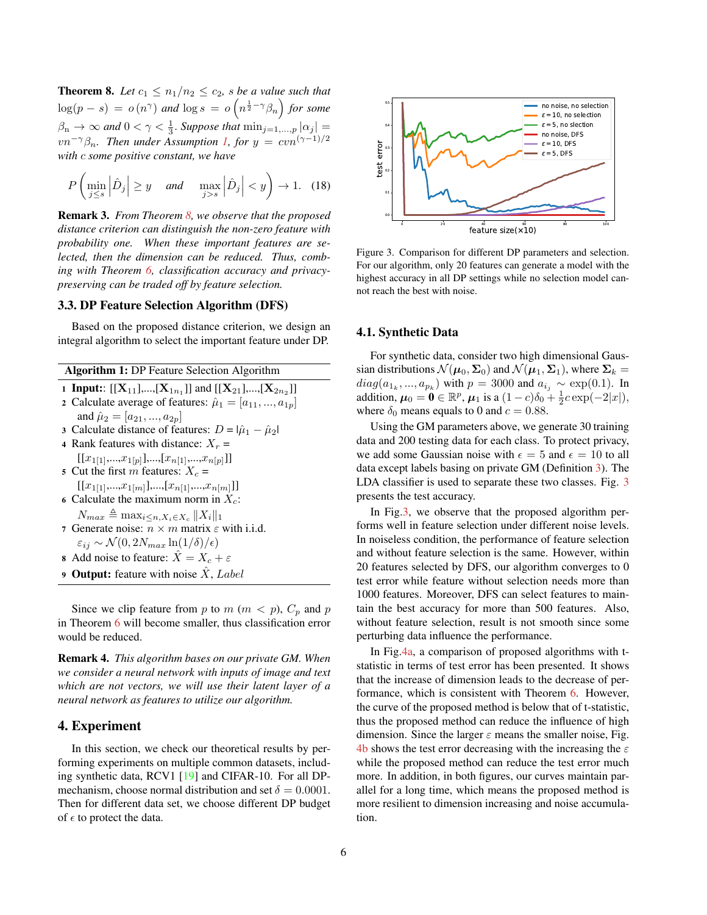**Theorem 8.** *Let $c_1 \le n_1/n_2 \le c_2$, $s$ be a value such that $\log(p-s) = o(n^{\gamma})$ and $\log s = o\left(n^{\frac{1}{2}-\gamma}\beta_n\right)$ for some $\beta_n \to \infty$ and $0 < \gamma < \frac{1}{3}$. Suppose that $\min_{j=1,\ldots,p} |\alpha_j| = vn^{-\gamma}\beta_n$. Then under Assumption 1, for $y = cvn^{(\gamma-1)/2}$ with $c$ some positive constant, we have*

$$P\left(\min_{j\le s}\left|\hat{D}_j\right| \ge y \quad and \quad \max_{j>s}\left|\hat{D}_j\right| < y\right) \to 1. \quad (18)$$

**Remark 3.** *From Theorem 8, we observe that the proposed distance criterion can distinguish the non-zero feature with probability one. When these important features are selected, then the dimension can be reduced. Thus, combing with Theorem 6, classification accuracy and privacy-preserving can be traded off by feature selection.*

### 3.3. DP Feature Selection Algorithm (DFS)

Based on the proposed distance criterion, we design an integral algorithm to select the important feature under DP.

**Algorithm 1:** DP Feature Selection Algorithm

1. **Input:**: $[[\mathbf{X}_{11}],...,[\mathbf{X}_{1n_1}]]$ and $[[\mathbf{X}_{21}],...,[\mathbf{X}_{2n_2}]]$
2. Calculate average of features: $\hat{\mu}_1 = [a_{11},...,a_{1p}]$ and $\hat{\mu}_2 = [a_{21},...,a_{2p}]$
3. Calculate distance of features: $D = |\hat{\mu}_1 - \hat{\mu}_2|$
4. Rank features with distance: $X_r = [[x_{1[1]},...,x_{1[p]}],...,[x_{n[1]},...,x_{n[p]}]]$
5. Cut the first $m$ features: $X_c = [[x_{1[1]},...,x_{1[m]}],...,[x_{n[1]},...,x_{n[m]}]]$
6. Calculate the maximum norm in $X_c$: $N_{max} \triangleq \max_{i\le n, X_i \in X_c} \|X_i\|_1$
7. Generate noise: $n \times m$ matrix $\varepsilon$ with i.i.d. $\varepsilon_{ij} \sim \mathcal{N}(0, 2N_{max}\ln(1/\delta)/\epsilon)$
8. Add noise to feature: $\hat{X} = X_c + \varepsilon$
9. **Output:** feature with noise $\hat{X}$, $Label$

Since we clip feature from $p$ to $m$ ($m < p$), $C_p$ and $p$ in Theorem 6 will become smaller, thus classification error would be reduced.

**Remark 4.** *This algorithm bases on our private GM. When we consider a neural network with inputs of image and text which are not vectors, we will use their latent layer of a neural network as features to utilize our algorithm.*

## 4. Experiment

In this section, we check our theoretical results by performing experiments on multiple common datasets, including synthetic data, RCV1 [19] and CIFAR-10. For all DP-mechanism, choose normal distribution and set $\delta = 0.0001$. Then for different data set, we choose different DP budget of $\epsilon$ to protect the data.

Figure 3. Comparison for different DP parameters and selection. For our algorithm, only 20 features can generate a model with the highest accuracy in all DP settings while no selection model cannot reach the best with noise.

### 4.1. Synthetic Data

For synthetic data, consider two high dimensional Gaussian distributions $\mathcal{N}(\boldsymbol{\mu}_0, \boldsymbol{\Sigma}_0)$ and $\mathcal{N}(\boldsymbol{\mu}_1, \boldsymbol{\Sigma}_1)$, where $\boldsymbol{\Sigma}_k = diag(a_{1_k},...,a_{p_k})$ with $p = 3000$ and $a_{i_j} \sim \exp(0.1)$. In addition, $\boldsymbol{\mu}_0 = \mathbf{0} \in \mathbb{R}^p$, $\boldsymbol{\mu}_1$ is a $(1-c)\delta_0 + \frac{1}{2}c\exp(-2|x|)$, where $\delta_0$ means equals to 0 and $c = 0.88$.

Using the GM parameters above, we generate 30 training data and 200 testing data for each class. To protect privacy, we add some Gaussian noise with $\epsilon = 5$ and $\epsilon = 10$ to all data except labels basing on private GM (Definition 3). The LDA classifier is used to separate these two classes. Fig. 3 presents the test accuracy.

In Fig.3, we observe that the proposed algorithm performs well in feature selection under different noise levels. In noiseless condition, the performance of feature selection and without feature selection is the same. However, within 20 features selected by DFS, our algorithm converges to 0 test error while feature without selection needs more than 1000 features. Moreover, DFS can select features to maintain the best accuracy for more than 500 features. Also, without feature selection, result is not smooth since some perturbing data influence the performance.

In Fig.4a, a comparison of proposed algorithms with t-statistic in terms of test error has been presented. It shows that the increase of dimension leads to the decrease of performance, which is consistent with Theorem 6. However, the curve of the proposed method is below that of t-statistic, thus the proposed method can reduce the influence of high dimension. Since the larger $\varepsilon$ means the smaller noise, Fig. 4b shows the test error decreasing with the increasing the $\varepsilon$ while the proposed method can reduce the test error much more. In addition, in both figures, our curves maintain parallel for a long time, which means the proposed method is more resilient to dimension increasing and noise accumulation.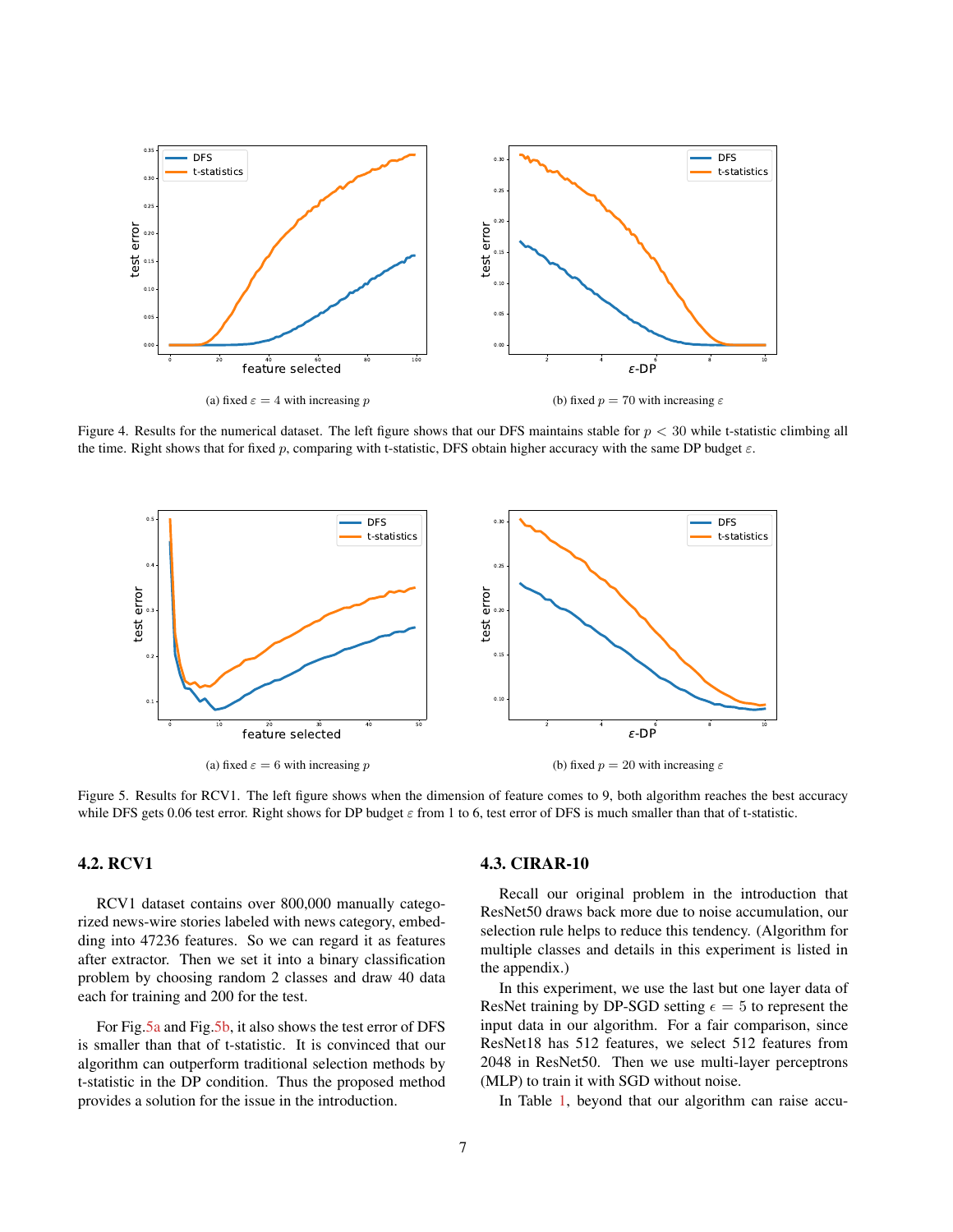(a) fixed $\varepsilon = 4$ with increasing $p$

(b) fixed $p = 70$ with increasing $\varepsilon$

Figure 4. Results for the numerical dataset. The left figure shows that our DFS maintains stable for $p < 30$ while t-statistic climbing all the time. Right shows that for fixed $p$, comparing with t-statistic, DFS obtain higher accuracy with the same DP budget $\varepsilon$.

(a) fixed $\varepsilon = 6$ with increasing $p$

(b) fixed $p = 20$ with increasing $\varepsilon$

Figure 5. Results for RCV1. The left figure shows when the dimension of feature comes to 9, both algorithm reaches the best accuracy while DFS gets 0.06 test error. Right shows for DP budget $\varepsilon$ from 1 to 6, test error of DFS is much smaller than that of t-statistic.

### 4.2. RCV1

RCV1 dataset contains over 800,000 manually categorized news-wire stories labeled with news category, embedding into 47236 features. So we can regard it as features after extractor. Then we set it into a binary classification problem by choosing random 2 classes and draw 40 data each for training and 200 for the test.

For Fig.5a and Fig.5b, it also shows the test error of DFS is smaller than that of t-statistic. It is convinced that our algorithm can outperform traditional selection methods by t-statistic in the DP condition. Thus the proposed method provides a solution for the issue in the introduction.

### 4.3. CIRAR-10

Recall our original problem in the introduction that ResNet50 draws back more due to noise accumulation, our selection rule helps to reduce this tendency. (Algorithm for multiple classes and details in this experiment is listed in the appendix.)

In this experiment, we use the last but one layer data of ResNet training by DP-SGD setting $\epsilon = 5$ to represent the input data in our algorithm. For a fair comparison, since ResNet18 has 512 features, we select 512 features from 2048 in ResNet50. Then we use multi-layer perceptrons (MLP) to train it with SGD without noise.

In Table 1, beyond that our algorithm can raise accu-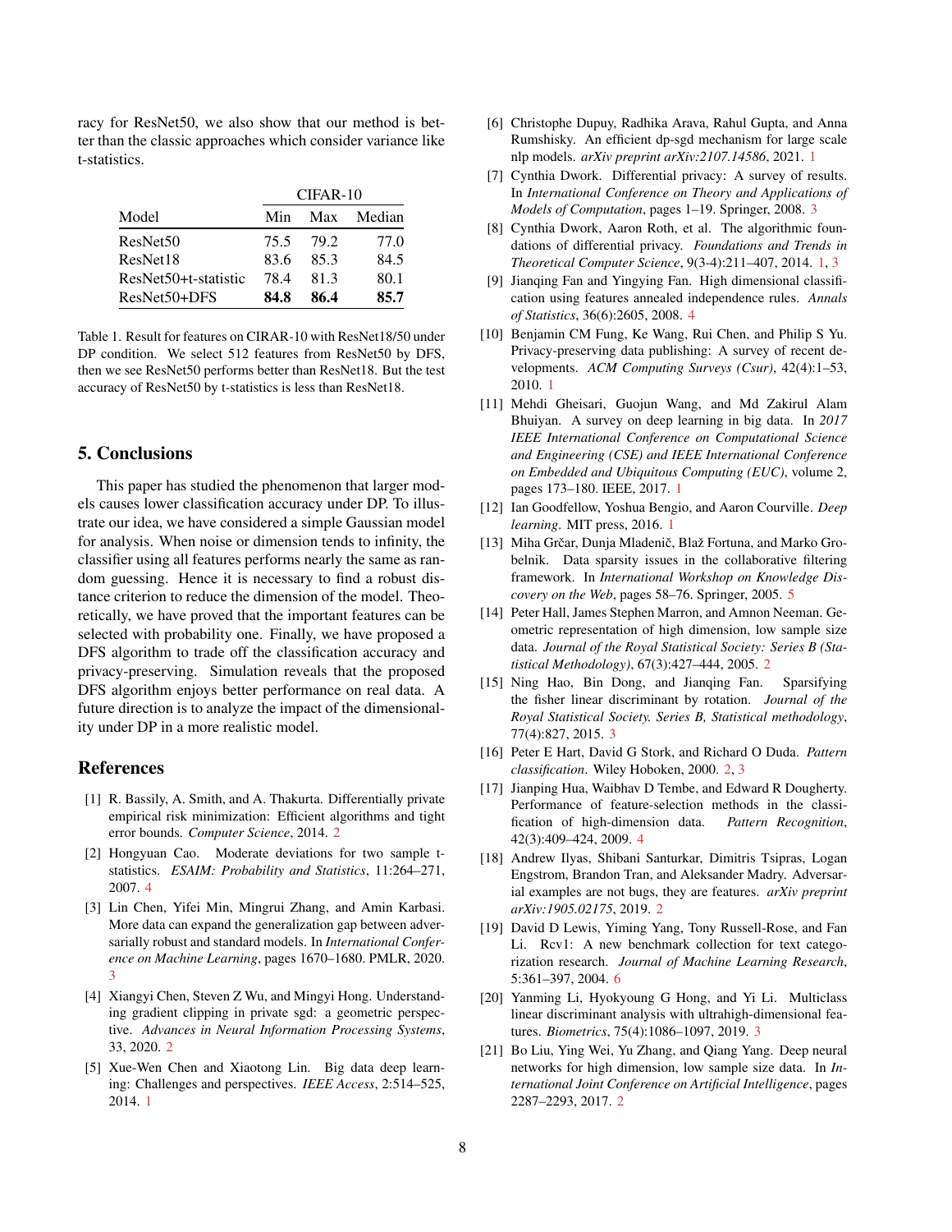racy for ResNet50, we also show that our method is better than the classic approaches which consider variance like t-statistics.

| | CIFAR-10 | | |
|---|---|---|---|
| Model | Min | Max | Median |
| ResNet50 | 75.5 | 79.2 | 77.0 |
| ResNet18 | 83.6 | 85.3 | 84.5 |
| ResNet50+t-statistic | 78.4 | 81.3 | 80.1 |
| ResNet50+DFS | **84.8** | **86.4** | **85.7** |

Table 1. Result for features on CIRAR-10 with ResNet18/50 under DP condition. We select 512 features from ResNet50 by DFS, then we see ResNet50 performs better than ResNet18. But the test accuracy of ResNet50 by t-statistics is less than ResNet18.

## 5. Conclusions

This paper has studied the phenomenon that larger models causes lower classification accuracy under DP. To illustrate our idea, we have considered a simple Gaussian model for analysis. When noise or dimension tends to infinity, the classifier using all features performs nearly the same as random guessing. Hence it is necessary to find a robust distance criterion to reduce the dimension of the model. Theoretically, we have proved that the important features can be selected with probability one. Finally, we have proposed a DFS algorithm to trade off the classification accuracy and privacy-preserving. Simulation reveals that the proposed DFS algorithm enjoys better performance on real data. A future direction is to analyze the impact of the dimensionality under DP in a more realistic model.

## References

[1] R. Bassily, A. Smith, and A. Thakurta. Differentially private empirical risk minimization: Efficient algorithms and tight error bounds. *Computer Science*, 2014. 2

[2] Hongyuan Cao. Moderate deviations for two sample t-statistics. *ESAIM: Probability and Statistics*, 11:264–271, 2007. 4

[3] Lin Chen, Yifei Min, Mingrui Zhang, and Amin Karbasi. More data can expand the generalization gap between adversarially robust and standard models. In *International Conference on Machine Learning*, pages 1670–1680. PMLR, 2020. 3

[4] Xiangyi Chen, Steven Z Wu, and Mingyi Hong. Understanding gradient clipping in private sgd: a geometric perspective. *Advances in Neural Information Processing Systems*, 33, 2020. 2

[5] Xue-Wen Chen and Xiaotong Lin. Big data deep learning: Challenges and perspectives. *IEEE Access*, 2:514–525, 2014. 1

[6] Christophe Dupuy, Radhika Arava, Rahul Gupta, and Anna Rumshisky. An efficient dp-sgd mechanism for large scale nlp models. *arXiv preprint arXiv:2107.14586*, 2021. 1

[7] Cynthia Dwork. Differential privacy: A survey of results. In *International Conference on Theory and Applications of Models of Computation*, pages 1–19. Springer, 2008. 3

[8] Cynthia Dwork, Aaron Roth, et al. The algorithmic foundations of differential privacy. *Foundations and Trends in Theoretical Computer Science*, 9(3-4):211–407, 2014. 1, 3

[9] Jianqing Fan and Yingying Fan. High dimensional classification using features annealed independence rules. *Annals of Statistics*, 36(6):2605, 2008. 4

[10] Benjamin CM Fung, Ke Wang, Rui Chen, and Philip S Yu. Privacy-preserving data publishing: A survey of recent developments. *ACM Computing Surveys (Csur)*, 42(4):1–53, 2010. 1

[11] Mehdi Gheisari, Guojun Wang, and Md Zakirul Alam Bhuiyan. A survey on deep learning in big data. In *2017 IEEE International Conference on Computational Science and Engineering (CSE) and IEEE International Conference on Embedded and Ubiquitous Computing (EUC)*, volume 2, pages 173–180. IEEE, 2017. 1

[12] Ian Goodfellow, Yoshua Bengio, and Aaron Courville. *Deep learning*. MIT press, 2016. 1

[13] Miha Grčar, Dunja Mladenič, Blaž Fortuna, and Marko Grobelnik. Data sparsity issues in the collaborative filtering framework. In *International Workshop on Knowledge Discovery on the Web*, pages 58–76. Springer, 2005. 5

[14] Peter Hall, James Stephen Marron, and Amnon Neeman. Geometric representation of high dimension, low sample size data. *Journal of the Royal Statistical Society: Series B (Statistical Methodology)*, 67(3):427–444, 2005. 2

[15] Ning Hao, Bin Dong, and Jianqing Fan. Sparsifying the fisher linear discriminant by rotation. *Journal of the Royal Statistical Society. Series B, Statistical methodology*, 77(4):827, 2015. 3

[16] Peter E Hart, David G Stork, and Richard O Duda. *Pattern classification*. Wiley Hoboken, 2000. 2, 3

[17] Jianping Hua, Waibhav D Tembe, and Edward R Dougherty. Performance of feature-selection methods in the classification of high-dimension data. *Pattern Recognition*, 42(3):409–424, 2009. 4

[18] Andrew Ilyas, Shibani Santurkar, Dimitris Tsipras, Logan Engstrom, Brandon Tran, and Aleksander Madry. Adversarial examples are not bugs, they are features. *arXiv preprint arXiv:1905.02175*, 2019. 2

[19] David D Lewis, Yiming Yang, Tony Russell-Rose, and Fan Li. Rcv1: A new benchmark collection for text categorization research. *Journal of Machine Learning Research*, 5:361–397, 2004. 6

[20] Yanming Li, Hyokyoung G Hong, and Yi Li. Multiclass linear discriminant analysis with ultrahigh-dimensional features. *Biometrics*, 75(4):1086–1097, 2019. 3

[21] Bo Liu, Ying Wei, Yu Zhang, and Qiang Yang. Deep neural networks for high dimension, low sample size data. In *International Joint Conference on Artificial Intelligence*, pages 2287–2293, 2017. 2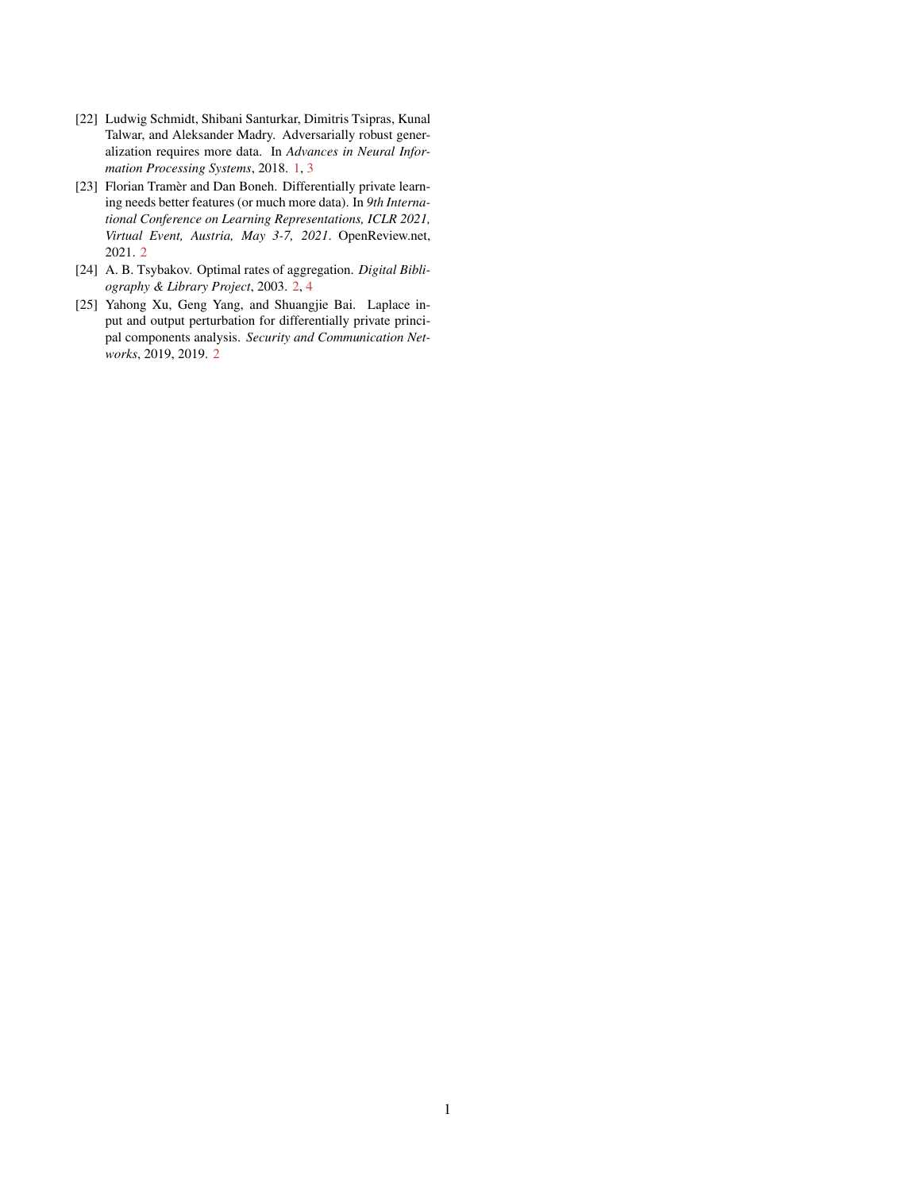[22] Ludwig Schmidt, Shibani Santurkar, Dimitris Tsipras, Kunal Talwar, and Aleksander Madry. Adversarially robust generalization requires more data. In *Advances in Neural Information Processing Systems*, 2018. 1, 3

[23] Florian Tramèr and Dan Boneh. Differentially private learning needs better features (or much more data). In *9th International Conference on Learning Representations, ICLR 2021, Virtual Event, Austria, May 3-7, 2021*. OpenReview.net, 2021. 2

[24] A. B. Tsybakov. Optimal rates of aggregation. *Digital Bibliography & Library Project*, 2003. 2, 4

[25] Yahong Xu, Geng Yang, and Shuangjie Bai. Laplace input and output perturbation for differentially private principal components analysis. *Security and Communication Networks*, 2019, 2019. 2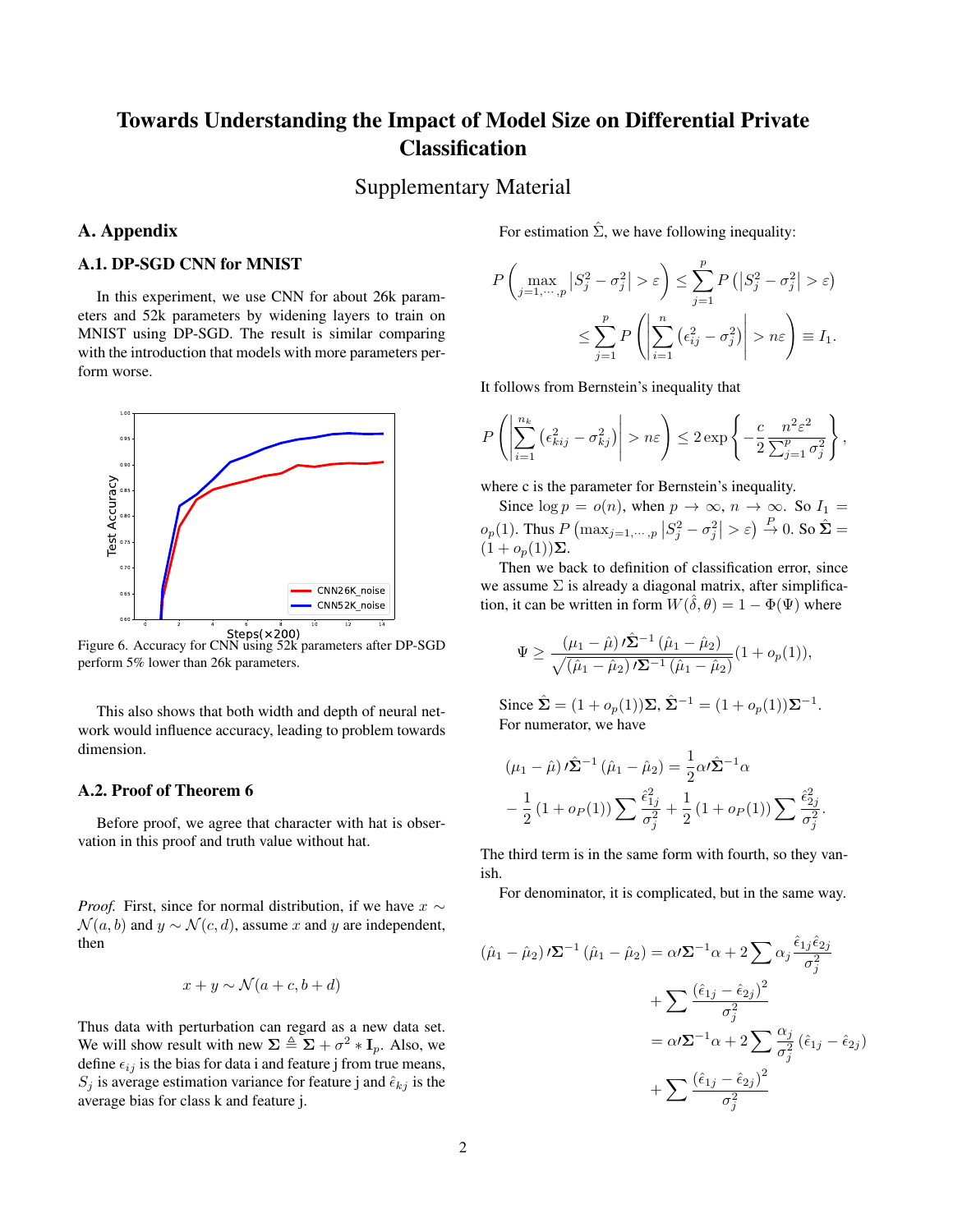# Towards Understanding the Impact of Model Size on Differential Private Classification

## Supplementary Material

## A. Appendix

### A.1. DP-SGD CNN for MNIST

In this experiment, we use CNN for about 26k parameters and 52k parameters by widening layers to train on MNIST using DP-SGD. The result is similar comparing with the introduction that models with more parameters perform worse.

Figure 6. Accuracy for CNN using 52k parameters after DP-SGD perform 5% lower than 26k parameters.

This also shows that both width and depth of neural network would influence accuracy, leading to problem towards dimension.

### A.2. Proof of Theorem 6

Before proof, we agree that character with hat is observation in this proof and truth value without hat.

*Proof.* First, since for normal distribution, if we have $x \sim \mathcal{N}(a,b)$ and $y \sim \mathcal{N}(c,d)$, assume $x$ and $y$ are independent, then

$$x + y \sim \mathcal{N}(a + c, b + d)$$

Thus data with perturbation can regard as a new data set. We will show result with new $\mathbf{\Sigma} \triangleq \mathbf{\Sigma} + \sigma^2 * \mathbf{I}_p$. Also, we define $\epsilon_{ij}$ is the bias for data i and feature j from true means, $S_j$ is average estimation variance for feature j and $\hat{\epsilon}_{kj}$ is the average bias for class k and feature j.

For estimation $\hat{\Sigma}$, we have following inequality:

$$P\left(\max_{j=1,\cdots,p}\left|S_j^2 - \sigma_j^2\right| > \varepsilon\right) \leq \sum_{j=1}^{p} P\left(\left|S_j^2 - \sigma_j^2\right| > \varepsilon\right)$$

$$\leq \sum_{j=1}^{p} P\left(\left|\sum_{i=1}^{n}\left(\epsilon_{ij}^2 - \sigma_j^2\right)\right| > n\varepsilon\right) \equiv I_1.$$

It follows from Bernstein's inequality that

$$P\left(\left|\sum_{i=1}^{n_k}\left(\epsilon_{kij}^2 - \sigma_{kj}^2\right)\right| > n\varepsilon\right) \leq 2\exp\left\{-\frac{c}{2}\frac{n^2\varepsilon^2}{\sum_{j=1}^{p}\sigma_j^2}\right\},$$

where c is the parameter for Bernstein's inequality.

Since $\log p = o(n)$, when $p \to \infty$, $n \to \infty$. So $I_1 = o_p(1)$. Thus $P\left(\max_{j=1,\cdots,p}\left|S_j^2 - \sigma_j^2\right| > \varepsilon\right) \xrightarrow{P} 0$. So $\hat{\mathbf{\Sigma}} = (1 + o_p(1))\mathbf{\Sigma}$.

Then we back to definition of classification error, since we assume $\Sigma$ is already a diagonal matrix, after simplification, it can be written in form $W(\hat{\delta}, \theta) = 1 - \Phi(\Psi)$ where

$$\Psi \geq \frac{(\mu_1 - \hat{\mu})\prime\hat{\mathbf{\Sigma}}^{-1}(\hat{\mu}_1 - \hat{\mu}_2)}{\sqrt{(\hat{\mu}_1 - \hat{\mu}_2)\prime\mathbf{\Sigma}^{-1}(\hat{\mu}_1 - \hat{\mu}_2)}}(1 + o_p(1)),$$

Since $\hat{\mathbf{\Sigma}} = (1 + o_p(1))\mathbf{\Sigma}$, $\hat{\mathbf{\Sigma}}^{-1} = (1 + o_p(1))\mathbf{\Sigma}^{-1}$.
For numerator, we have

$$(\mu_1 - \hat{\mu})\prime\hat{\mathbf{\Sigma}}^{-1}(\hat{\mu}_1 - \hat{\mu}_2) = \frac{1}{2}\alpha\prime\hat{\mathbf{\Sigma}}^{-1}\alpha$$
$$- \frac{1}{2}(1 + o_P(1))\sum\frac{\hat{\epsilon}_{1j}^2}{\sigma_j^2} + \frac{1}{2}(1 + o_P(1))\sum\frac{\hat{\epsilon}_{2j}^2}{\sigma_j^2}.$$

The third term is in the same form with fourth, so they vanish.

For denominator, it is complicated, but in the same way.

$$(\hat{\mu}_1 - \hat{\mu}_2)\prime\mathbf{\Sigma}^{-1}(\hat{\mu}_1 - \hat{\mu}_2) = \alpha\prime\mathbf{\Sigma}^{-1}\alpha + 2\sum\alpha_j\frac{\hat{\epsilon}_{1j}\hat{\epsilon}_{2j}}{\sigma_j^2}$$
$$+ \sum\frac{(\hat{\epsilon}_{1j} - \hat{\epsilon}_{2j})^2}{\sigma_j^2}$$
$$= \alpha\prime\mathbf{\Sigma}^{-1}\alpha + 2\sum\frac{\alpha_j}{\sigma_j^2}(\hat{\epsilon}_{1j} - \hat{\epsilon}_{2j})$$
$$+ \sum\frac{(\hat{\epsilon}_{1j} - \hat{\epsilon}_{2j})^2}{\sigma_j^2}$$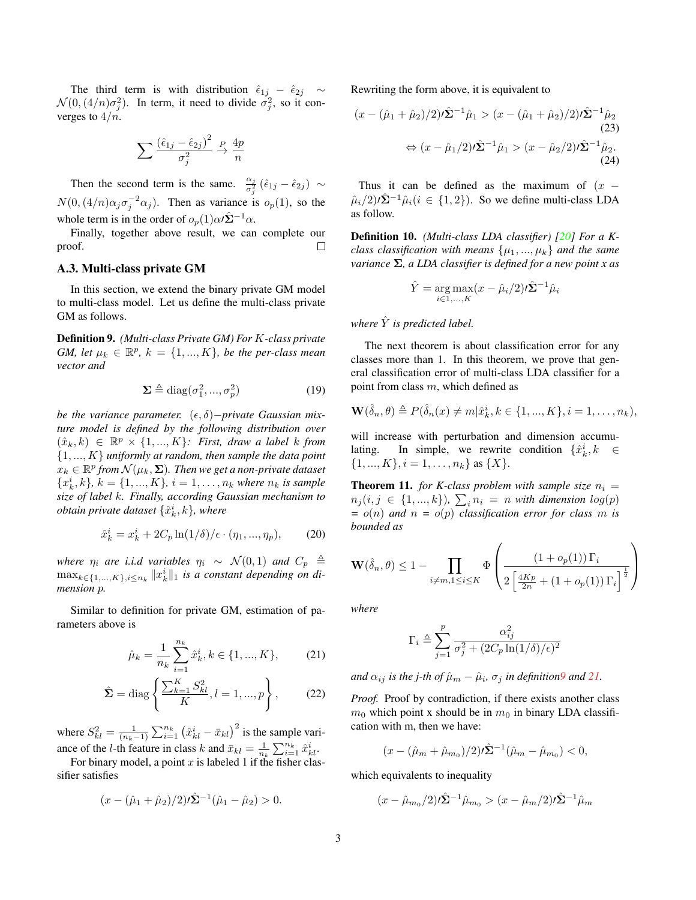The third term is with distribution $\hat{\epsilon}_{1j} - \hat{\epsilon}_{2j} \sim \mathcal{N}(0, (4/n)\sigma_j^2)$. In term, it need to divide $\sigma_j^2$, so it converges to $4/n$.

$$\sum \frac{(\hat{\epsilon}_{1j} - \hat{\epsilon}_{2j})^2}{\sigma_j^2} \xrightarrow{P} \frac{4p}{n}$$

Then the second term is the same. $\frac{\alpha_j}{\sigma_j^2}(\hat{\epsilon}_{1j} - \hat{\epsilon}_{2j}) \sim N(0, (4/n)\alpha_j\sigma_j^{-2}\alpha_j)$. Then as variance is $o_p(1)$, so the whole term is in the order of $o_p(1)\alpha\prime\hat{\mathbf{\Sigma}}^{-1}\alpha$.

Finally, together above result, we can complete our proof. □

### A.3. Multi-class private GM

In this section, we extend the binary private GM model to multi-class model. Let us define the multi-class private GM as follows.

**Definition 9.** *(Multi-class Private GM) For $K$-class private GM, let $\mu_k \in \mathbb{R}^p$, $k = \{1, ..., K\}$, be the per-class mean vector and*

$$\mathbf{\Sigma} \triangleq \mathrm{diag}(\sigma_1^2, ..., \sigma_p^2) \tag{19}$$

*be the variance parameter. $(\epsilon, \delta)-$private Gaussian mixture model is defined by the following distribution over $(\hat{x}_k, k) \in \mathbb{R}^p \times \{1, ..., K\}$: First, draw a label $k$ from $\{1, ..., K\}$ uniformly at random, then sample the data point $x_k \in \mathbb{R}^p$ from $\mathcal{N}(\mu_k, \mathbf{\Sigma})$. Then we get a non-private dataset $\{x_k^i, k\}$, $k = \{1, ..., K\}$, $i = 1, \ldots, n_k$ where $n_k$ is sample size of label $k$. Finally, according Gaussian mechanism to obtain private dataset $\{\hat{x}_k^i, k\}$, where*

$$\hat{x}_k^i = x_k^i + 2C_p \ln(1/\delta)/\epsilon \cdot (\eta_1, ..., \eta_p), \tag{20}$$

*where $\eta_i$ are i.i.d variables $\eta_i \sim \mathcal{N}(0, 1)$ and $C_p \triangleq \max_{k \in \{1,...,K\}, i \le n_k} \|x_k^i\|_1$ is a constant depending on dimension $p$.*

Similar to definition for private GM, estimation of parameters above is

$$\hat{\mu}_k = \frac{1}{n_k}\sum_{i=1}^{n_k} \hat{x}_k^i, k \in \{1, ..., K\}, \tag{21}$$

$$\hat{\mathbf{\Sigma}} = \mathrm{diag}\left\{\frac{\sum_{k=1}^K S_{kl}^2}{K}, l = 1, ..., p\right\}, \tag{22}$$

where $S_{kl}^2 = \frac{1}{(n_k - 1)}\sum_{i=1}^{n_k}(\hat{x}_{kl}^i - \bar{x}_{kl})^2$ is the sample variance of the $l$-th feature in class $k$ and $\bar{x}_{kl} = \frac{1}{n_k}\sum_{i=1}^{n_k}\hat{x}_{kl}^i$.

For binary model, a point $x$ is labeled 1 if the fisher classifier satisfies

$$(x - (\hat{\mu}_1 + \hat{\mu}_2)/2)\prime\hat{\mathbf{\Sigma}}^{-1}(\hat{\mu}_1 - \hat{\mu}_2) > 0.$$

Rewriting the form above, it is equivalent to

$$(x - (\hat{\mu}_1 + \hat{\mu}_2)/2)\prime\hat{\mathbf{\Sigma}}^{-1}\hat{\mu}_1 > (x - (\hat{\mu}_1 + \hat{\mu}_2)/2)\prime\hat{\mathbf{\Sigma}}^{-1}\hat{\mu}_2 \tag{23}$$

$$\Leftrightarrow (x - \hat{\mu}_1/2)\prime\hat{\mathbf{\Sigma}}^{-1}\hat{\mu}_1 > (x - \hat{\mu}_2/2)\prime\hat{\mathbf{\Sigma}}^{-1}\hat{\mu}_2. \tag{24}$$

Thus it can be defined as the maximum of $(x - \hat{\mu}_i/2)\prime\hat{\mathbf{\Sigma}}^{-1}\hat{\mu}_i (i \in \{1, 2\})$. So we define multi-class LDA as follow.

**Definition 10.** *(Multi-class LDA classifier) [20] For a $K$-class classification with means $\{\mu_1, ..., \mu_k\}$ and the same variance $\mathbf{\Sigma}$, a LDA classifier is defined for a new point $x$ as*

$$\hat{Y} = \arg\max_{i \in 1, ..., K}(x - \hat{\mu}_i/2)\prime\hat{\mathbf{\Sigma}}^{-1}\hat{\mu}_i$$

*where $\hat{Y}$ is predicted label.*

The next theorem is about classification error for any classes more than 1. In this theorem, we prove that general classification error of multi-class LDA classifier for a point from class $m$, which defined as

$$\mathbf{W}(\hat{\delta}_n, \theta) \triangleq P(\hat{\delta}_n(x) \neq m | \hat{x}_k^i, k \in \{1, ..., K\}, i = 1, \ldots, n_k),$$

will increase with perturbation and dimension accumulating. In simple, we rewrite condition $\{\hat{x}_k^i, k \in \{1, ..., K\}, i = 1, \ldots, n_k\}$ as $\{X\}$.

**Theorem 11.** *for K-class problem with sample size $n_i = n_j (i, j \in \{1, ..., k\})$, $\sum_i n_i = n$ with dimension $log(p) = o(n)$ and $n = o(p)$ classification error for class $m$ is bounded as*

$$\mathbf{W}(\hat{\delta}_n, \theta) \le 1 - \prod_{i \neq m, 1 \le i \le K} \Phi\left(\frac{(1 + o_p(1))\,\Gamma_i}{2\left[\frac{4Kp}{2n} + (1 + o_p(1))\,\Gamma_i\right]^{\frac{1}{2}}}\right)$$

*where*

$$\Gamma_i \triangleq \sum_{j=1}^p \frac{\alpha_{ij}^2}{\sigma_j^2 + (2C_p \ln(1/\delta)/\epsilon)^2}$$

*and $\alpha_{ij}$ is the j-th of $\hat{\mu}_m - \hat{\mu}_i$, $\sigma_j$ in definition9 and 21.*

*Proof.* Proof by contradiction, if there exists another class $m_0$ which point x should be in $m_0$ in binary LDA classification with m, then we have:

$$(x - (\hat{\mu}_m + \hat{\mu}_{m_0})/2)\prime\hat{\mathbf{\Sigma}}^{-1}(\hat{\mu}_m - \hat{\mu}_{m_0}) < 0,$$

which equivalents to inequality

$$(x - \hat{\mu}_{m_0}/2)\prime\hat{\mathbf{\Sigma}}^{-1}\hat{\mu}_{m_0} > (x - \hat{\mu}_m/2)\prime\hat{\mathbf{\Sigma}}^{-1}\hat{\mu}_m$$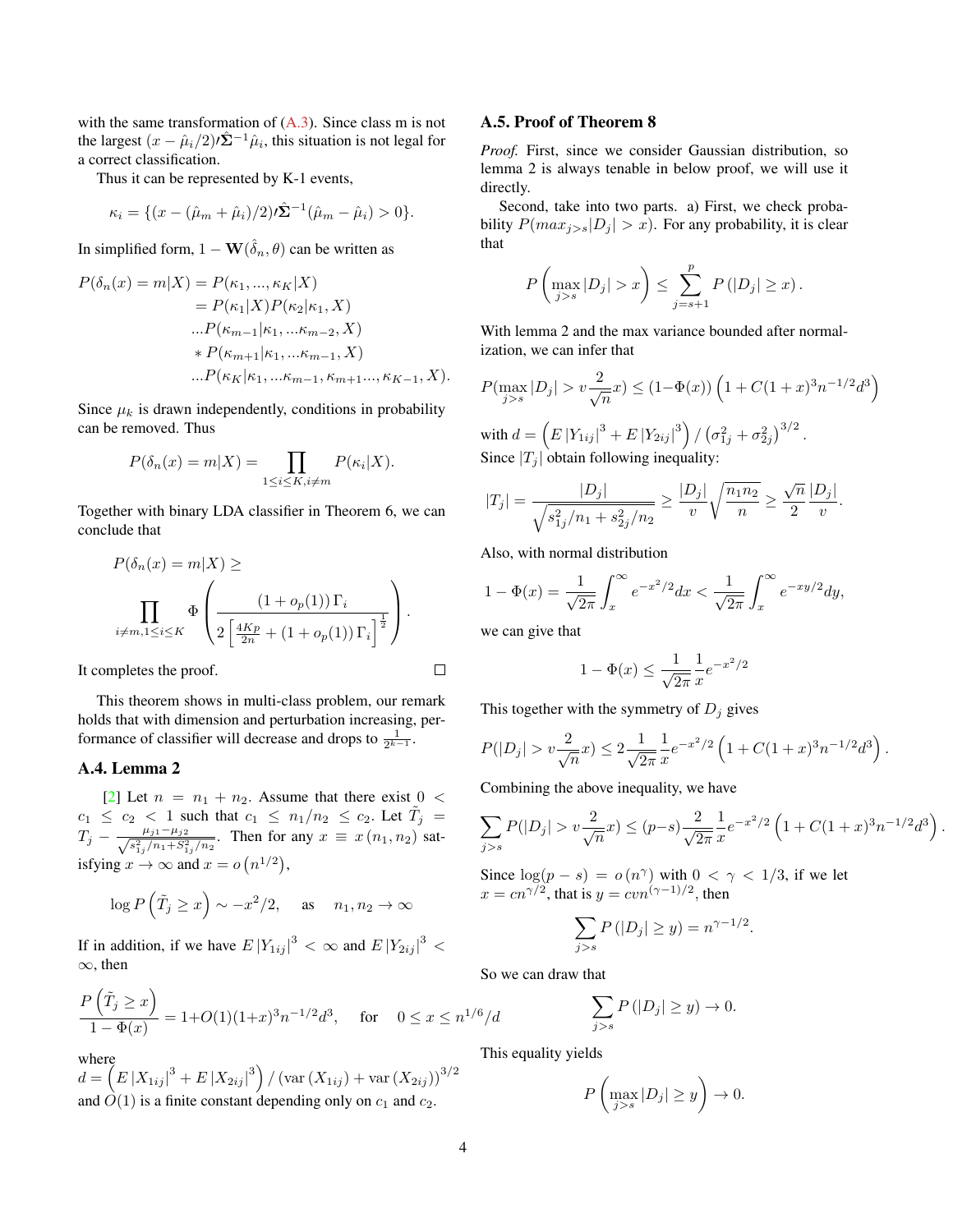with the same transformation of (A.3). Since class m is not the largest $(x - \hat{\mu}_i/2)\prime\hat{\Sigma}^{-1}\hat{\mu}_i$, this situation is not legal for a correct classification.

Thus it can be represented by K-1 events,

$$\kappa_i = \{(x - (\hat{\mu}_m + \hat{\mu}_i)/2)\prime\hat{\Sigma}^{-1}(\hat{\mu}_m - \hat{\mu}_i) > 0\}.$$

In simplified form, $1 - \mathbf{W}(\hat{\delta}_n, \theta)$ can be written as

$$\begin{aligned}
P(\delta_n(x) = m|X) &= P(\kappa_1, ..., \kappa_K|X) \\
&= P(\kappa_1|X)P(\kappa_2|\kappa_1, X) \\
&...P(\kappa_{m-1}|\kappa_1, ...\kappa_{m-2}, X) \\
&* P(\kappa_{m+1}|\kappa_1, ...\kappa_{m-1}, X) \\
&...P(\kappa_K|\kappa_1, ...\kappa_{m-1}, \kappa_{m+1}..., \kappa_{K-1}, X).
\end{aligned}$$

Since $\mu_k$ is drawn independently, conditions in probability can be removed. Thus

$$P(\delta_n(x) = m|X) = \prod_{1 \le i \le K, i \ne m} P(\kappa_i|X).$$

Together with binary LDA classifier in Theorem 6, we can conclude that

$$P(\delta_n(x) = m|X) \geq \prod_{i \ne m, 1 \le i \le K} \Phi\left(\frac{(1 + o_p(1))\,\Gamma_i}{2\left[\frac{4Kp}{2n} + (1 + o_p(1))\,\Gamma_i\right]^{\frac{1}{2}}}\right).$$

It completes the proof. $\square$

This theorem shows in multi-class problem, our remark holds that with dimension and perturbation increasing, performance of classifier will decrease and drops to $\frac{1}{2^{k-1}}$.

## A.4. Lemma 2

[2] Let $n = n_1 + n_2$. Assume that there exist $0 < c_1 \le c_2 < 1$ such that $c_1 \le n_1/n_2 \le c_2$. Let $\tilde{T}_j = T_j - \frac{\mu_{j1} - \mu_{j2}}{\sqrt{s_{1j}^2/n_1 + S_{1j}^2/n_2}}$. Then for any $x \equiv x(n_1, n_2)$ satisfying $x \to \infty$ and $x = o(n^{1/2})$,

$$\log P\left(\tilde{T}_j \geq x\right) \sim -x^2/2, \quad \text{as} \quad n_1, n_2 \to \infty$$

If in addition, if we have $E|Y_{1ij}|^3 < \infty$ and $E|Y_{2ij}|^3 < \infty$, then

$$\frac{P\left(\tilde{T}_j \geq x\right)}{1 - \Phi(x)} = 1 + O(1)(1+x)^3 n^{-1/2} d^3, \quad \text{for} \quad 0 \le x \le n^{1/6}/d$$

where $d = \left(E|X_{1ij}|^3 + E|X_{2ij}|^3\right) / \left(\operatorname{var}(X_{1ij}) + \operatorname{var}(X_{2ij})\right)^{3/2}$ and $O(1)$ is a finite constant depending only on $c_1$ and $c_2$.

## A.5. Proof of Theorem 8

*Proof.* First, since we consider Gaussian distribution, so lemma 2 is always tenable in below proof, we will use it directly.

Second, take into two parts. a) First, we check probability $P(max_{j>s}|D_j| > x)$. For any probability, it is clear that

$$P\left(\max_{j>s}|D_j| > x\right) \leq \sum_{j=s+1}^{p} P\left(|D_j| \geq x\right).$$

With lemma 2 and the max variance bounded after normalization, we can infer that

$$P(\max_{j>s}|D_j| > v\frac{2}{\sqrt{n}}x) \leq (1 - \Phi(x))\left(1 + C(1+x)^3 n^{-1/2} d^3\right)$$

with $d = \left(E|Y_{1ij}|^3 + E|Y_{2ij}|^3\right) / \left(\sigma_{1j}^2 + \sigma_{2j}^2\right)^{3/2}$.
Since $|T_j|$ obtain following inequality:

$$|T_j| = \frac{|D_j|}{\sqrt{s_{1j}^2/n_1 + s_{2j}^2/n_2}} \geq \frac{|D_j|}{v}\sqrt{\frac{n_1 n_2}{n}} \geq \frac{\sqrt{n}}{2}\frac{|D_j|}{v}.$$

Also, with normal distribution

$$1 - \Phi(x) = \frac{1}{\sqrt{2\pi}}\int_x^\infty e^{-x^2/2}dx < \frac{1}{\sqrt{2\pi}}\int_x^\infty e^{-xy/2}dy,$$

we can give that

$$1 - \Phi(x) \leq \frac{1}{\sqrt{2\pi}}\frac{1}{x}e^{-x^2/2}$$

This together with the symmetry of $D_j$ gives

$$P(|D_j| > v\frac{2}{\sqrt{n}}x) \leq 2\frac{1}{\sqrt{2\pi}}\frac{1}{x}e^{-x^2/2}\left(1 + C(1+x)^3 n^{-1/2} d^3\right).$$

Combining the above inequality, we have

$$\sum_{j>s} P(|D_j| > v\frac{2}{\sqrt{n}}x) \leq (p-s)\frac{2}{\sqrt{2\pi}}\frac{1}{x}e^{-x^2/2}\left(1 + C(1+x)^3 n^{-1/2} d^3\right).$$

Since $\log(p-s) = o(n^\gamma)$ with $0 < \gamma < 1/3$, if we let $x = cn^{\gamma/2}$, that is $y = cvn^{(\gamma-1)/2}$, then

$$\sum_{j>s} P\left(|D_j| \geq y\right) = n^{\gamma - 1/2}.$$

So we can draw that

$$\sum_{j>s} P\left(|D_j| \geq y\right) \to 0.$$

This equality yields

$$P\left(\max_{j>s}|D_j| \geq y\right) \to 0.$$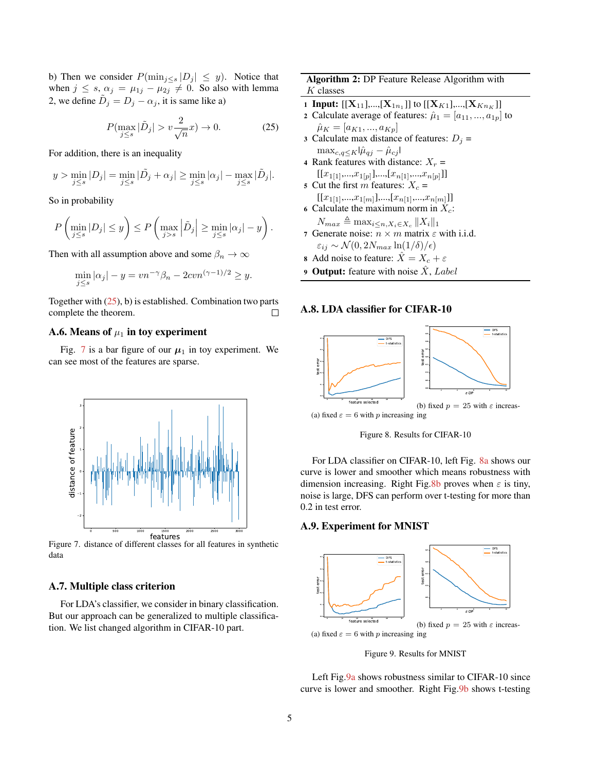b) Then we consider $P(\min_{j\leq s}|D_j| \leq y)$. Notice that when $j \leq s$, $\alpha_j = \mu_{1j} - \mu_{2j} \neq 0$. So also with lemma 2, we define $\tilde{D}_j = D_j - \alpha_j$, it is same like a)

$$P(\max_{j\leq s}|\tilde{D}_j| > v\frac{2}{\sqrt{n}}x) \to 0. \tag{25}$$

For addition, there is an inequality

$$y > \min_{j\leq s}|D_j| = \min_{j\leq s}|\tilde{D}_j + \alpha_j| \geq \min_{j\leq s}|\alpha_j| - \max_{j\leq s}|\tilde{D}_j|.$$

So in probability

$$P\left(\min_{j\leq s}|D_j| \leq y\right) \leq P\left(\max_{j>s}\left|\tilde{D}_j\right| \geq \min_{j\leq s}|\alpha_j| - y\right).$$

Then with all assumption above and some $\beta_n \to \infty$

$$\min_{j\leq s}|\alpha_j| - y = vn^{-\gamma}\beta_n - 2cvn^{(\gamma-1)/2} \geq y.$$

Together with (25), b) is established. Combination two parts complete the theorem. □

### A.6. Means of $\mu_1$ in toy experiment

Fig. 7 is a bar figure of our $\boldsymbol{\mu}_1$ in toy experiment. We can see most of the features are sparse.

Figure 7. distance of different classes for all features in synthetic data

### A.7. Multiple class criterion

For LDA's classifier, we consider in binary classification. But our approach can be generalized to multiple classification. We list changed algorithm in CIFAR-10 part.

**Algorithm 2:** DP Feature Release Algorithm with $K$ classes

1. **Input:** $[[\mathbf{X}_{11}],...,[\mathbf{X}_{1n_1}]]$ to $[[\mathbf{X}_{K1}],...,[\mathbf{X}_{Kn_K}]]$
2. Calculate average of features: $\hat{\mu}_1 = [a_{11}, ..., a_{1p}]$ to $\hat{\mu}_K = [a_{K1}, ..., a_{Kp}]$
3. Calculate max distance of features: $D_j = \max_{c,q\leq K}|\hat{\mu}_{qj} - \hat{\mu}_{cj}|$
4. Rank features with distance: $X_r = [[x_{1[1]},...,x_{1[p]}],...,[x_{n[1]},...,x_{n[p]}]]$
5. Cut the first $m$ features: $X_c = [[x_{1[1]},...,x_{1[m]}],...,[x_{n[1]},...,x_{n[m]}]]$
6. Calculate the maximum norm in $X_c$: $N_{max} \triangleq \max_{i\leq n, X_i \in X_c} \|X_i\|_1$
7. Generate noise: $n \times m$ matrix $\varepsilon$ with i.i.d. $\varepsilon_{ij} \sim \mathcal{N}(0, 2N_{max}\ln(1/\delta)/\epsilon)$
8. Add noise to feature: $\hat{X} = X_c + \varepsilon$
9. **Output:** feature with noise $\hat{X}$, $Label$

### A.8. LDA classifier for CIFAR-10

(a) fixed $\varepsilon = 6$ with $p$ increasing

(b) fixed $p = 25$ with $\varepsilon$ increasing

Figure 8. Results for CIFAR-10

For LDA classifier on CIFAR-10, left Fig. 8a shows our curve is lower and smoother which means robustness with dimension increasing. Right Fig.8b proves when $\varepsilon$ is tiny, noise is large, DFS can perform over t-testing for more than 0.2 in test error.

### A.9. Experiment for MNIST

(a) fixed $\varepsilon = 6$ with $p$ increasing

(b) fixed $p = 25$ with $\varepsilon$ increasing

Figure 9. Results for MNIST

Left Fig.9a shows robustness similar to CIFAR-10 since curve is lower and smoother. Right Fig.9b shows t-testing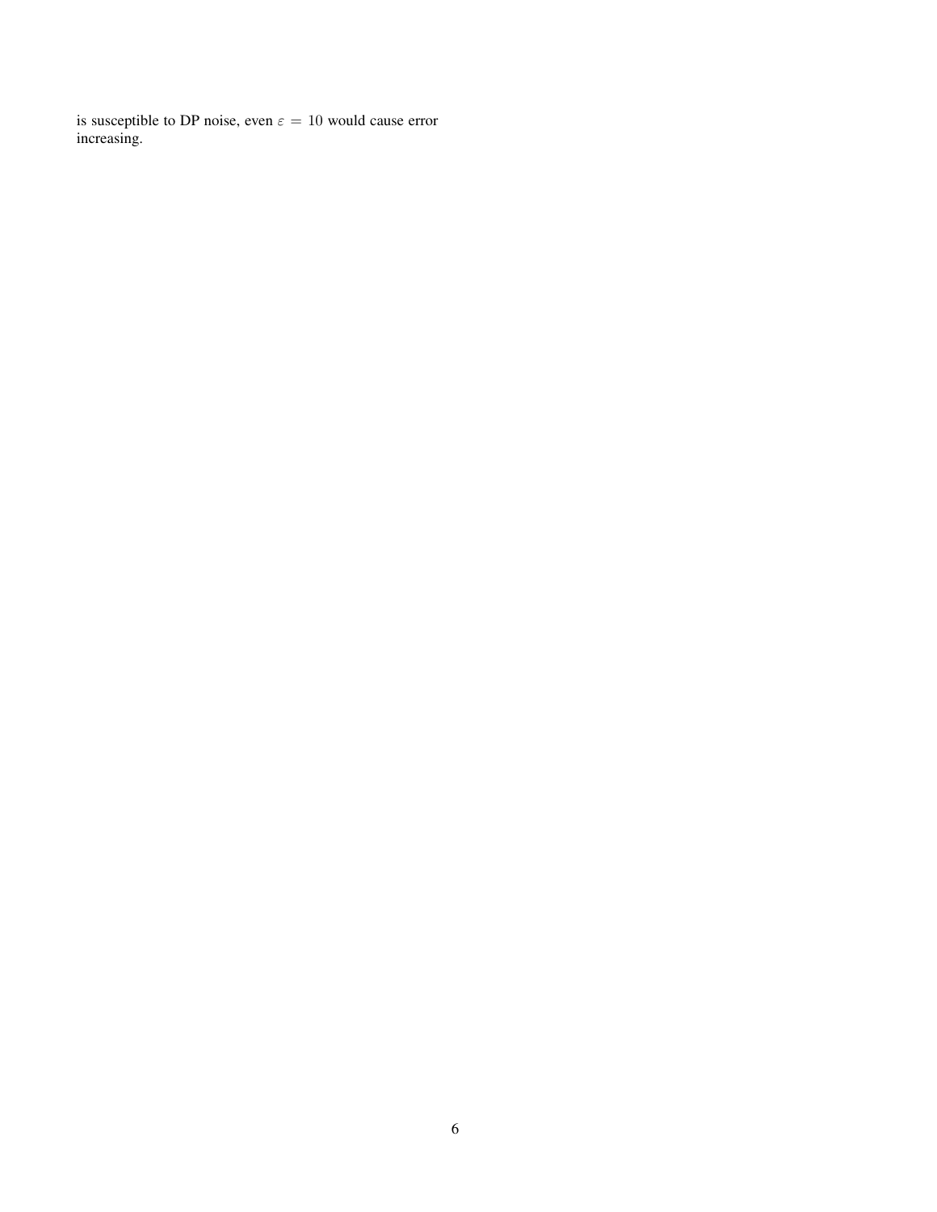is susceptible to DP noise, even $\varepsilon = 10$ would cause error increasing.